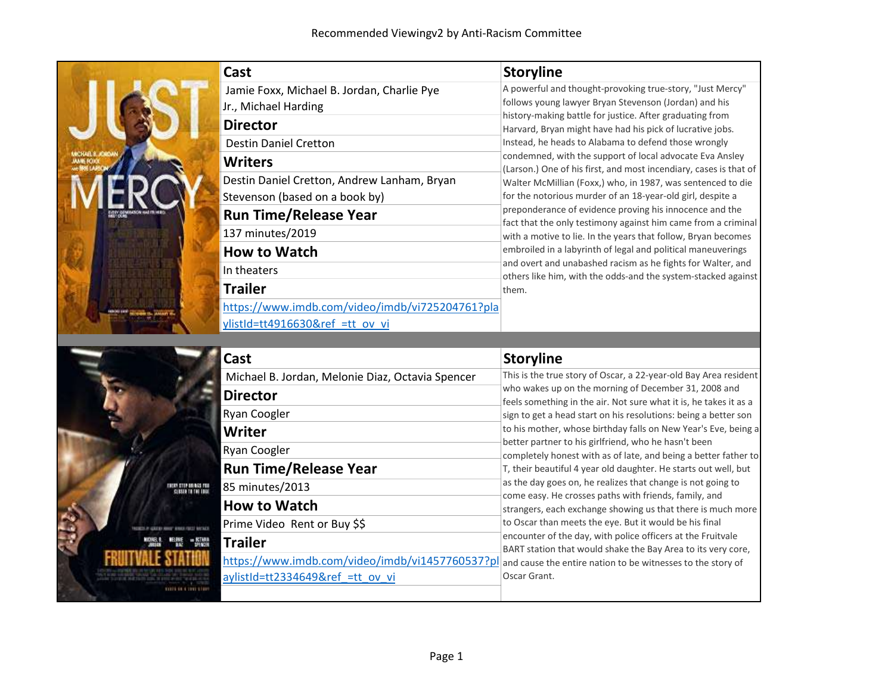# Recommended Viewingv2 by Anti-Racism Committee

## Just Mercy

**Cast**

Jamie Foxx, Michael B. Jordan, Charlie Pye Jr., Michael Harding

**Director**

Destin Daniel Cretton

**Writers**

Destin Daniel Cretton, Andrew Lanham, Bryan Stevenson (based on a book by)

**Run Time/Release Year**

137 minutes/2019

**How to Watch**

In theaters

**Trailer**

https://www.imdb.com/video/imdb/vi725204761?playlistId=tt4916630&ref_=tt_ov_vi

**Storyline**

A powerful and thought-provoking true-story, "Just Mercy" follows young lawyer Bryan Stevenson (Jordan) and his history-making battle for justice. After graduating from Harvard, Bryan might have had his pick of lucrative jobs. Instead, he heads to Alabama to defend those wrongly condemned, with the support of local advocate Eva Ansley (Larson.) One of his first, and most incendiary, cases is that of Walter McMillian (Foxx,) who, in 1987, was sentenced to die for the notorious murder of an 18-year-old girl, despite a preponderance of evidence proving his innocence and the fact that the only testimony against him came from a criminal with a motive to lie. In the years that follow, Bryan becomes embroiled in a labyrinth of legal and political maneuverings and overt and unabashed racism as he fights for Walter, and others like him, with the odds-and the system-stacked against them.

## Fruitvale Station

**Cast**

Michael B. Jordan, Melonie Diaz, Octavia Spencer

**Director**

Ryan Coogler

**Writer**

Ryan Coogler

**Run Time/Release Year**

85 minutes/2013

**How to Watch**

Prime Video Rent or Buy $$

**Trailer**

https://www.imdb.com/video/imdb/vi1457760537?playlistId=tt2334649&ref_=tt_ov_vi

**Storyline**

This is the true story of Oscar, a 22-year-old Bay Area resident who wakes up on the morning of December 31, 2008 and feels something in the air. Not sure what it is, he takes it as a sign to get a head start on his resolutions: being a better son to his mother, whose birthday falls on New Year's Eve, being a better partner to his girlfriend, who he hasn't been completely honest with as of late, and being a better father to T, their beautiful 4 year old daughter. He starts out well, but as the day goes on, he realizes that change is not going to come easy. He crosses paths with friends, family, and strangers, each exchange showing us that there is much more to Oscar than meets the eye. But it would be his final encounter of the day, with police officers at the Fruitvale BART station that would shake the Bay Area to its very core, and cause the entire nation to be witnesses to the story of Oscar Grant.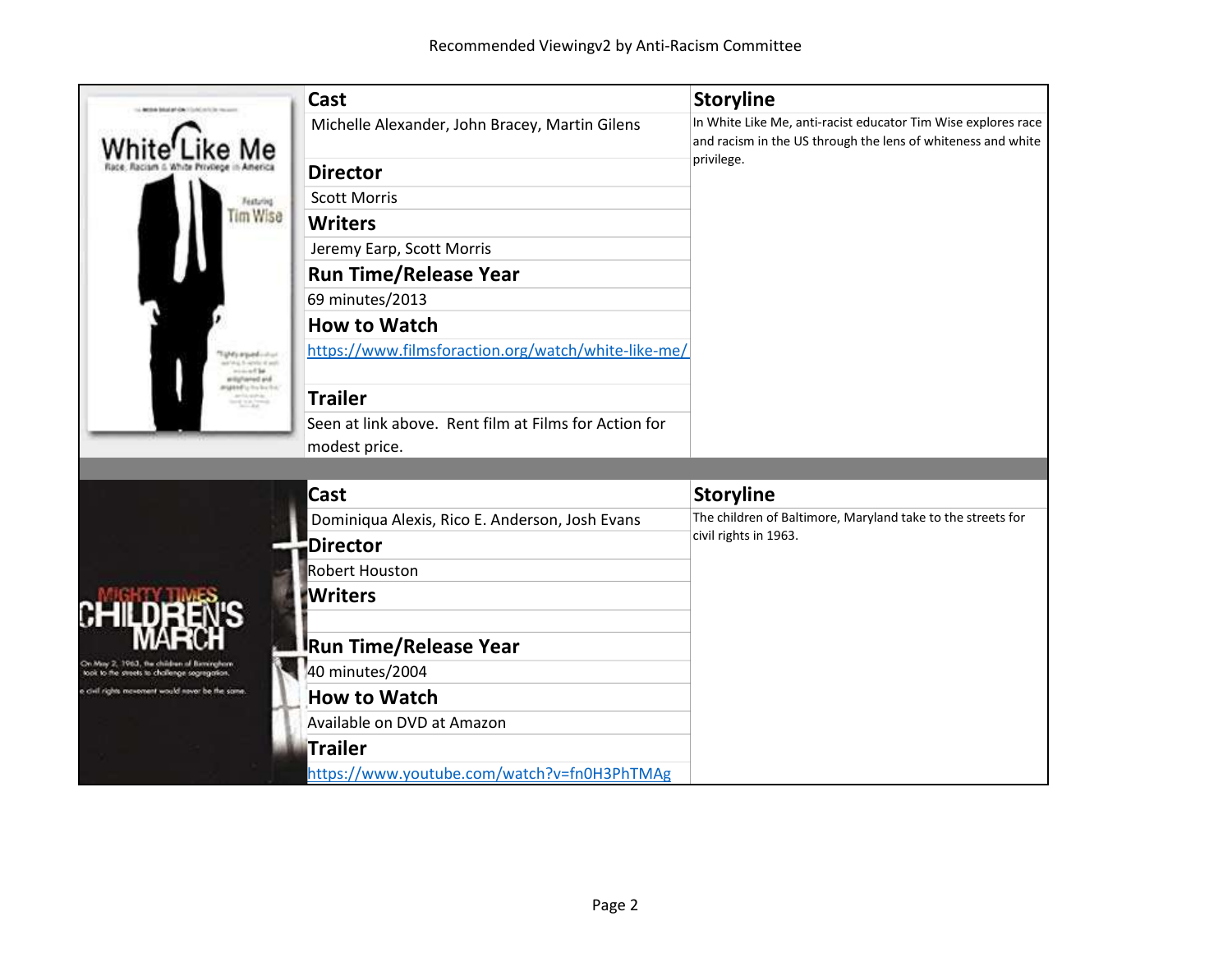Recommended Viewingv2 by Anti-Racism Committee

## White Like Me

**Cast**

Michelle Alexander, John Bracey, Martin Gilens

**Director**

Scott Morris

**Writers**

Jeremy Earp, Scott Morris

**Run Time/Release Year**

69 minutes/2013

**How to Watch**

https://www.filmsforaction.org/watch/white-like-me/

**Trailer**

Seen at link above. Rent film at Films for Action for modest price.

**Storyline**

In White Like Me, anti-racist educator Tim Wise explores race and racism in the US through the lens of whiteness and white privilege.

## Mighty Times: The Children's March

**Cast**

Dominiqua Alexis, Rico E. Anderson, Josh Evans

**Director**

Robert Houston

**Writers**

**Run Time/Release Year**

40 minutes/2004

**How to Watch**

Available on DVD at Amazon

**Trailer**

https://www.youtube.com/watch?v=fn0H3PhTMAg

**Storyline**

The children of Baltimore, Maryland take to the streets for civil rights in 1963.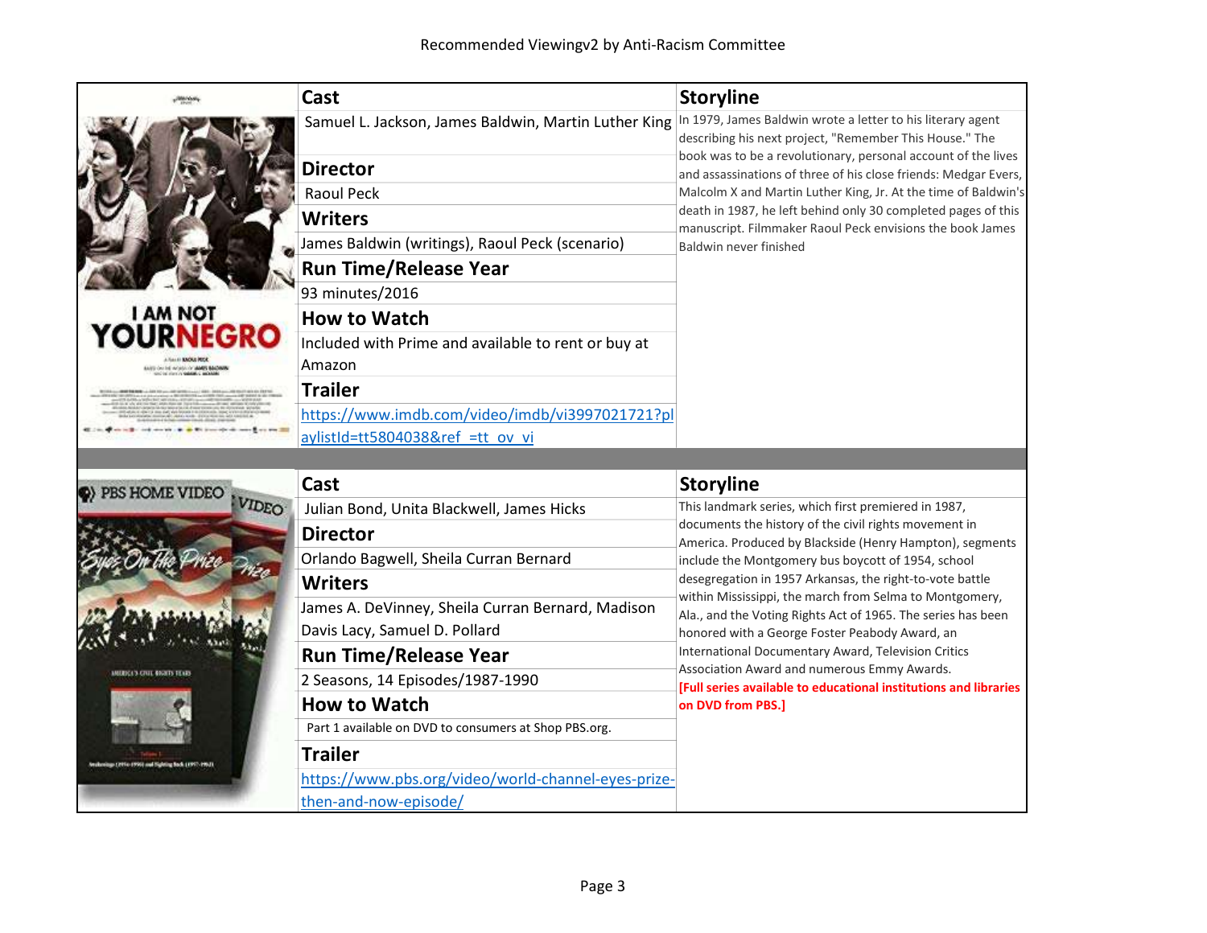Recommended Viewingv2 by Anti-Racism Committee

**I AM NOT YOUR NEGRO**

| Cast | Storyline |
| --- | --- |
| Samuel L. Jackson, James Baldwin, Martin Luther King | In 1979, James Baldwin wrote a letter to his literary agent describing his next project, "Remember This House." The book was to be a revolutionary, personal account of the lives and assassinations of three of his close friends: Medgar Evers, Malcolm X and Martin Luther King, Jr. At the time of Baldwin's death in 1987, he left behind only 30 completed pages of this manuscript. Filmmaker Raoul Peck envisions the book James Baldwin never finished |
| **Director** | |
| Raoul Peck | |
| **Writers** | |
| James Baldwin (writings), Raoul Peck (scenario) | |
| **Run Time/Release Year** | |
| 93 minutes/2016 | |
| **How to Watch** | |
| Included with Prime and available to rent or buy at Amazon | |
| **Trailer** | |
| https://www.imdb.com/video/imdb/vi3997021721?playlistId=tt5804038&ref_=tt_ov_vi | |

**Eyes On The Prize**

| Cast | Storyline |
| --- | --- |
| Julian Bond, Unita Blackwell, James Hicks | This landmark series, which first premiered in 1987, documents the history of the civil rights movement in America. Produced by Blackside (Henry Hampton), segments include the Montgomery bus boycott of 1954, school desegregation in 1957 Arkansas, the right-to-vote battle within Mississippi, the march from Selma to Montgomery, Ala., and the Voting Rights Act of 1965. The series has been honored with a George Foster Peabody Award, an International Documentary Award, Television Critics Association Award and numerous Emmy Awards. **[Full series available to educational institutions and libraries on DVD from PBS.]** |
| **Director** | |
| Orlando Bagwell, Sheila Curran Bernard | |
| **Writers** | |
| James A. DeVinney, Sheila Curran Bernard, Madison Davis Lacy, Samuel D. Pollard | |
| **Run Time/Release Year** | |
| 2 Seasons, 14 Episodes/1987-1990 | |
| **How to Watch** | |
| Part 1 available on DVD to consumers at Shop PBS.org. | |
| **Trailer** | |
| https://www.pbs.org/video/world-channel-eyes-prize-then-and-now-episode/ | |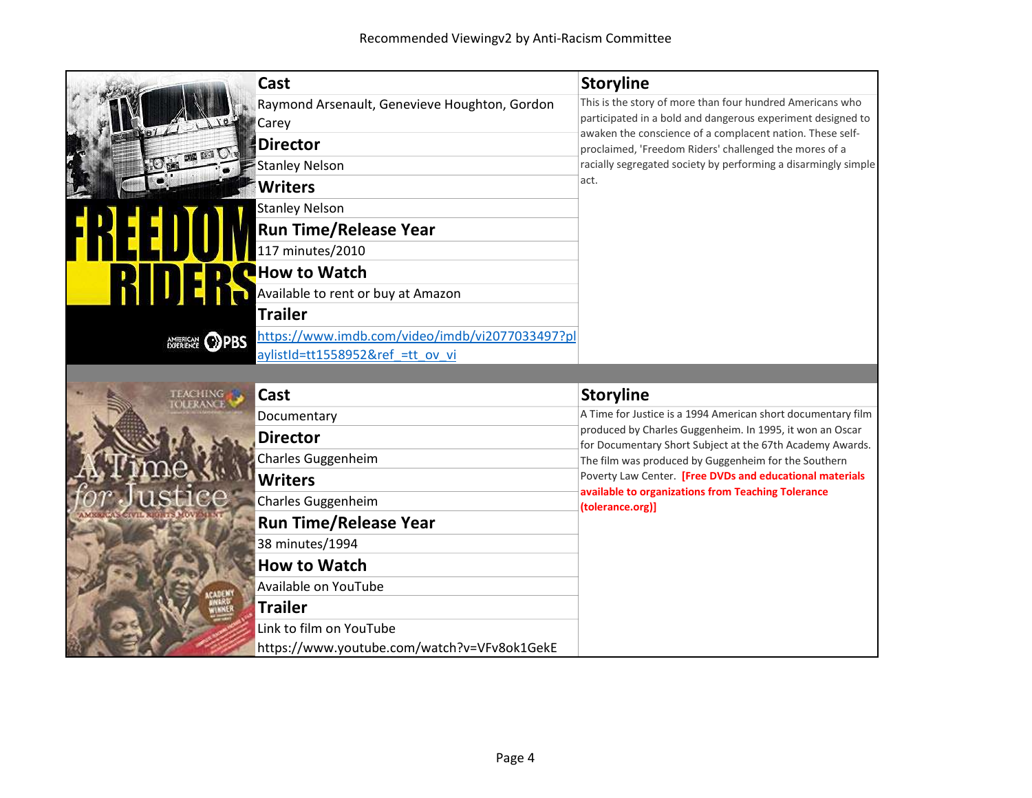| Cast | Storyline |
| --- | --- |
| Raymond Arsenault, Genevieve Houghton, Gordon Carey | This is the story of more than four hundred Americans who participated in a bold and dangerous experiment designed to awaken the conscience of a complacent nation. These self-proclaimed, 'Freedom Riders' challenged the mores of a racially segregated society by performing a disarmingly simple act. |
| **Director** | |
| Stanley Nelson | |
| **Writers** | |
| Stanley Nelson | |
| **Run Time/Release Year** | |
| 117 minutes/2010 | |
| **How to Watch** | |
| Available to rent or buy at Amazon | |
| **Trailer** | |
| https://www.imdb.com/video/imdb/vi2077033497?playlistId=tt1558952&ref_=tt_ov_vi | |

| Cast | Storyline |
| --- | --- |
| Documentary | A Time for Justice is a 1994 American short documentary film produced by Charles Guggenheim. In 1995, it won an Oscar for Documentary Short Subject at the 67th Academy Awards. The film was produced by Guggenheim for the Southern Poverty Law Center. **[Free DVDs and educational materials available to organizations from Teaching Tolerance (tolerance.org)]** |
| **Director** | |
| Charles Guggenheim | |
| **Writers** | |
| Charles Guggenheim | |
| **Run Time/Release Year** | |
| 38 minutes/1994 | |
| **How to Watch** | |
| Available on YouTube | |
| **Trailer** | |
| Link to film on YouTube https://www.youtube.com/watch?v=VFv8ok1GekE | |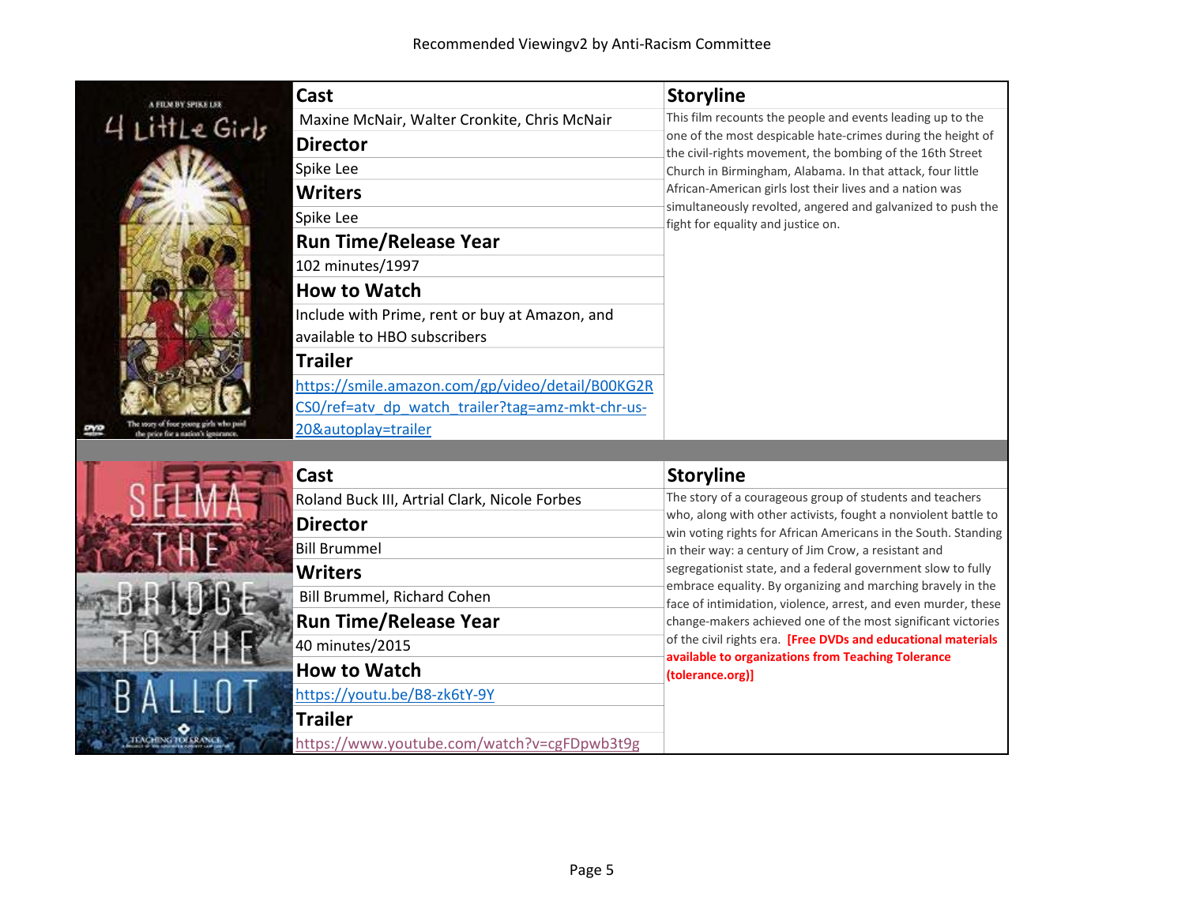Recommended Viewingv2 by Anti-Racism Committee

## 4 Little Girls

**Cast**

Maxine McNair, Walter Cronkite, Chris McNair

**Director**

Spike Lee

**Writers**

Spike Lee

**Run Time/Release Year**

102 minutes/1997

**How to Watch**

Include with Prime, rent or buy at Amazon, and available to HBO subscribers

**Trailer**

https://smile.amazon.com/gp/video/detail/B00KG2RCS0/ref=atv_dp_watch_trailer?tag=amz-mkt-chr-us-20&autoplay=trailer

**Storyline**

This film recounts the people and events leading up to the one of the most despicable hate-crimes during the height of the civil-rights movement, the bombing of the 16th Street Church in Birmingham, Alabama. In that attack, four little African-American girls lost their lives and a nation was simultaneously revolted, angered and galvanized to push the fight for equality and justice on.

## Selma: The Bridge to the Ballot

**Cast**

Roland Buck III, Artrial Clark, Nicole Forbes

**Director**

Bill Brummel

**Writers**

Bill Brummel, Richard Cohen

**Run Time/Release Year**

40 minutes/2015

**How to Watch**

https://youtu.be/B8-zk6tY-9Y

**Trailer**

https://www.youtube.com/watch?v=cgFDpwb3t9g

**Storyline**

The story of a courageous group of students and teachers who, along with other activists, fought a nonviolent battle to win voting rights for African Americans in the South. Standing in their way: a century of Jim Crow, a resistant and segregationist state, and a federal government slow to fully embrace equality. By organizing and marching bravely in the face of intimidation, violence, arrest, and even murder, these change-makers achieved one of the most significant victories of the civil rights era. **[Free DVDs and educational materials available to organizations from Teaching Tolerance (tolerance.org)]**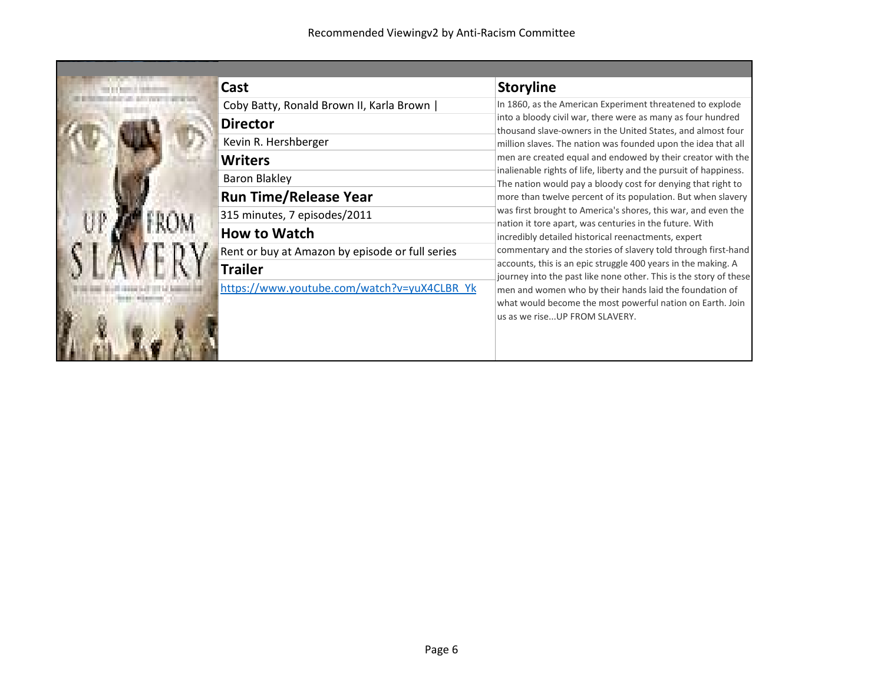### Cast

Coby Batty, Ronald Brown II, Karla Brown |

### Director

Kevin R. Hershberger

### Writers

Baron Blakley

### Run Time/Release Year

315 minutes, 7 episodes/2011

### How to Watch

Rent or buy at Amazon by episode or full series

### Trailer

https://www.youtube.com/watch?v=yuX4CLBR_Yk

### Storyline

In 1860, as the American Experiment threatened to explode into a bloody civil war, there were as many as four hundred thousand slave-owners in the United States, and almost four million slaves. The nation was founded upon the idea that all men are created equal and endowed by their creator with the inalienable rights of life, liberty and the pursuit of happiness. The nation would pay a bloody cost for denying that right to more than twelve percent of its population. But when slavery was first brought to America's shores, this war, and even the nation it tore apart, was centuries in the future. With incredibly detailed historical reenactments, expert commentary and the stories of slavery told through first-hand accounts, this is an epic struggle 400 years in the making. A journey into the past like none other. This is the story of these men and women who by their hands laid the foundation of what would become the most powerful nation on Earth. Join us as we rise...UP FROM SLAVERY.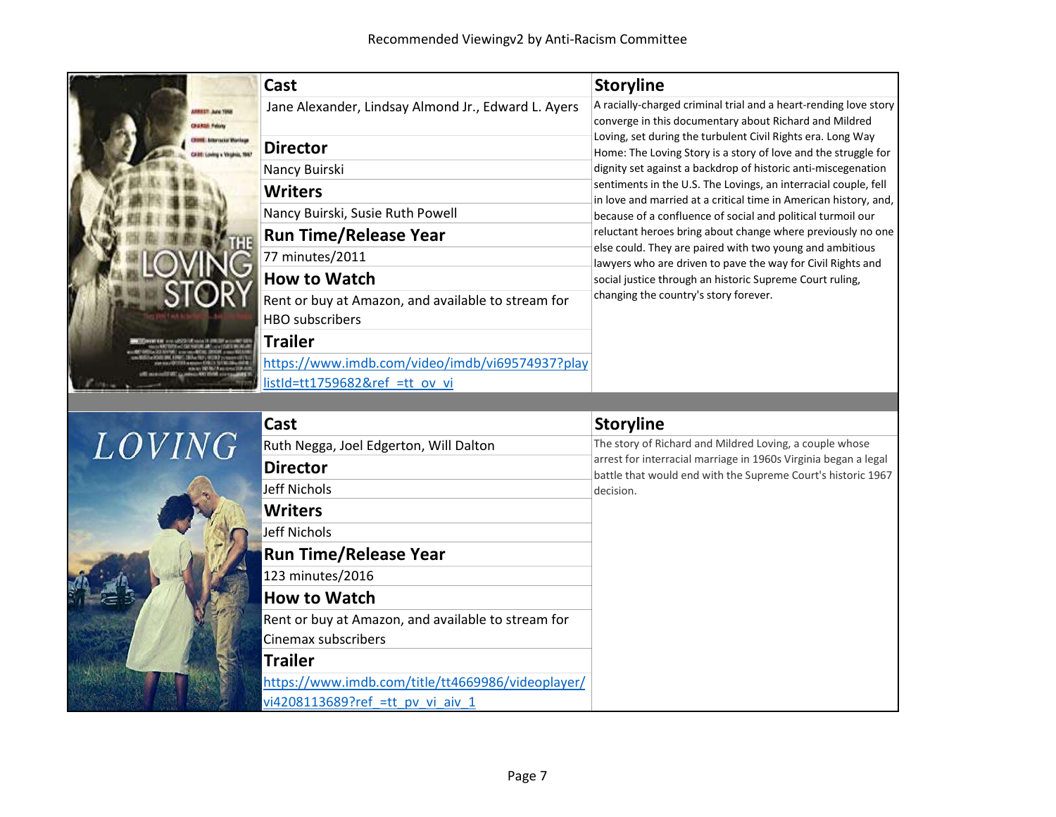Recommended Viewingv2 by Anti-Racism Committee

| Cast | Storyline |
| --- | --- |
| Jane Alexander, Lindsay Almond Jr., Edward L. Ayers | A racially-charged criminal trial and a heart-rending love story converge in this documentary about Richard and Mildred Loving, set during the turbulent Civil Rights era. Long Way Home: The Loving Story is a story of love and the struggle for dignity set against a backdrop of historic anti-miscegenation sentiments in the U.S. The Lovings, an interracial couple, fell in love and married at a critical time in American history, and, because of a confluence of social and political turmoil our reluctant heroes bring about change where previously no one else could. They are paired with two young and ambitious lawyers who are driven to pave the way for Civil Rights and social justice through an historic Supreme Court ruling, changing the country's story forever. |
| **Director** | |
| Nancy Buirski | |
| **Writers** | |
| Nancy Buirski, Susie Ruth Powell | |
| **Run Time/Release Year** | |
| 77 minutes/2011 | |
| **How to Watch** | |
| Rent or buy at Amazon, and available to stream for HBO subscribers | |
| **Trailer** | |
| https://www.imdb.com/video/imdb/vi69574937?playlistId=tt1759682&ref_=tt_ov_vi | |

| Cast | Storyline |
| --- | --- |
| Ruth Negga, Joel Edgerton, Will Dalton | The story of Richard and Mildred Loving, a couple whose arrest for interracial marriage in 1960s Virginia began a legal battle that would end with the Supreme Court's historic 1967 decision. |
| **Director** | |
| Jeff Nichols | |
| **Writers** | |
| Jeff Nichols | |
| **Run Time/Release Year** | |
| 123 minutes/2016 | |
| **How to Watch** | |
| Rent or buy at Amazon, and available to stream for Cinemax subscribers | |
| **Trailer** | |
| https://www.imdb.com/title/tt4669986/videoplayer/vi4208113689?ref_=tt_pv_vi_aiv_1 | |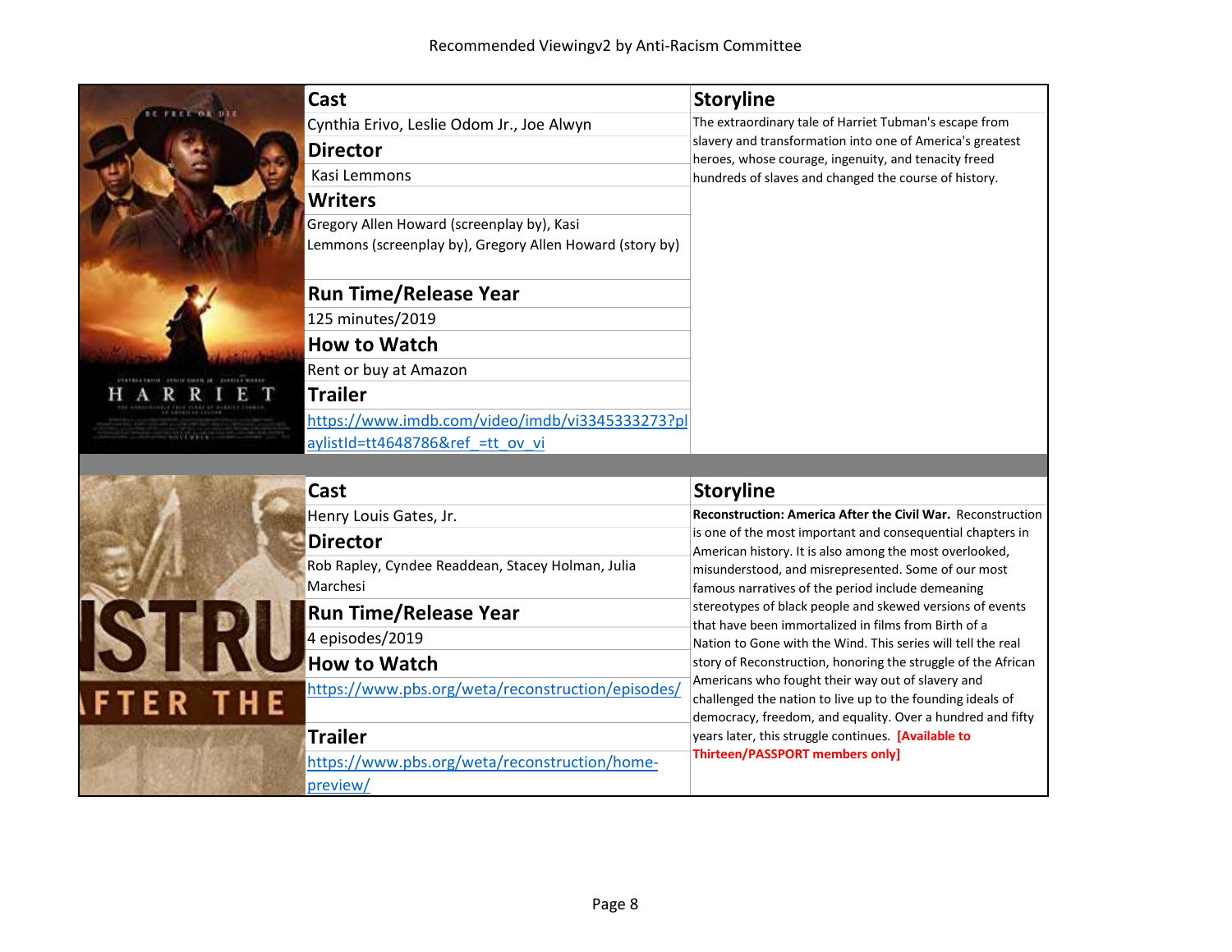| Cast | Storyline |
|---|---|
| Cynthia Erivo, Leslie Odom Jr., Joe Alwyn | The extraordinary tale of Harriet Tubman's escape from slavery and transformation into one of America's greatest heroes, whose courage, ingenuity, and tenacity freed hundreds of slaves and changed the course of history. |
| **Director** | |
| Kasi Lemmons | |
| **Writers** | |
| Gregory Allen Howard (screenplay by), Kasi Lemmons (screenplay by), Gregory Allen Howard (story by) | |
| **Run Time/Release Year** | |
| 125 minutes/2019 | |
| **How to Watch** | |
| Rent or buy at Amazon | |
| **Trailer** | |
| https://www.imdb.com/video/imdb/vi3345333273?playlistId=tt4648786&ref_=tt_ov_vi | |

| Cast | Storyline |
|---|---|
| Henry Louis Gates, Jr. | **Reconstruction: America After the Civil War.** Reconstruction is one of the most important and consequential chapters in American history. It is also among the most overlooked, misunderstood, and misrepresented. Some of our most famous narratives of the period include demeaning stereotypes of black people and skewed versions of events that have been immortalized in films from Birth of a Nation to Gone with the Wind. This series will tell the real story of Reconstruction, honoring the struggle of the African Americans who fought their way out of slavery and challenged the nation to live up to the founding ideals of democracy, freedom, and equality. Over a hundred and fifty years later, this struggle continues. **[Available to Thirteen/PASSPORT members only]** |
| **Director** | |
| Rob Rapley, Cyndee Readdean, Stacey Holman, Julia Marchesi | |
| **Run Time/Release Year** | |
| 4 episodes/2019 | |
| **How to Watch** | |
| https://www.pbs.org/weta/reconstruction/episodes/ | |
| **Trailer** | |
| https://www.pbs.org/weta/reconstruction/home-preview/ | |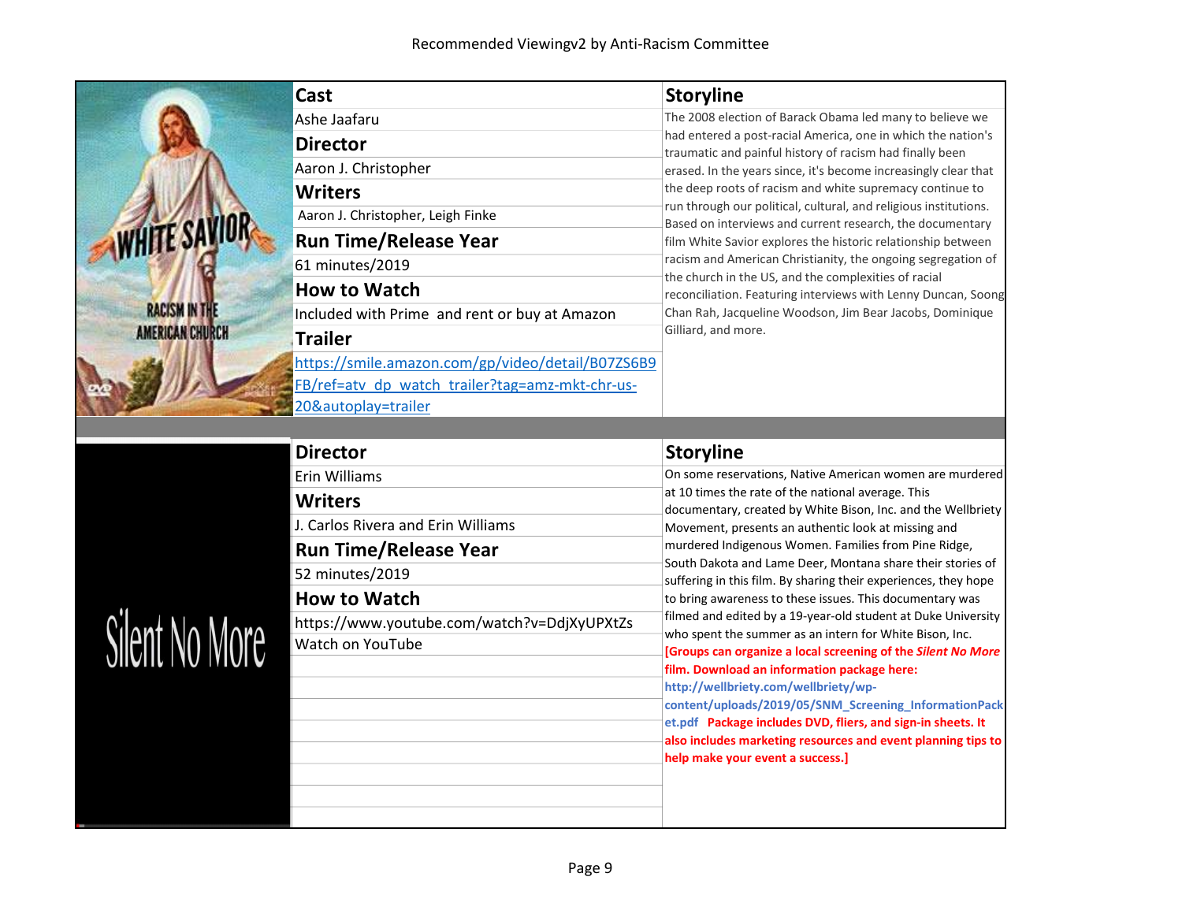| | | |
|---|---|---|
| WHITE SAVIOR RACISM IN THE AMERICAN CHURCH | **Cast**<br>Ashe Jaafaru<br>**Director**<br>Aaron J. Christopher<br>**Writers**<br>Aaron J. Christopher, Leigh Finke<br>**Run Time/Release Year**<br>61 minutes/2019<br>**How to Watch**<br>Included with Prime and rent or buy at Amazon<br>**Trailer**<br>https://smile.amazon.com/gp/video/detail/B07ZS6B9FB/ref=atv_dp_watch_trailer?tag=amz-mkt-chr-us-20&autoplay=trailer | **Storyline**<br>The 2008 election of Barack Obama led many to believe we had entered a post-racial America, one in which the nation's traumatic and painful history of racism had finally been erased. In the years since, it's become increasingly clear that the deep roots of racism and white supremacy continue to run through our political, cultural, and religious institutions. Based on interviews and current research, the documentary film White Savior explores the historic relationship between racism and American Christianity, the ongoing segregation of the church in the US, and the complexities of racial reconciliation. Featuring interviews with Lenny Duncan, Soong Chan Rah, Jacqueline Woodson, Jim Bear Jacobs, Dominique Gilliard, and more. |
| Silent No More | **Director**<br>Erin Williams<br>**Writers**<br>J. Carlos Rivera and Erin Williams<br>**Run Time/Release Year**<br>52 minutes/2019<br>**How to Watch**<br>https://www.youtube.com/watch?v=DdjXyUPXtZs<br>Watch on YouTube | **Storyline**<br>On some reservations, Native American women are murdered at 10 times the rate of the national average. This documentary, created by White Bison, Inc. and the Wellbriety Movement, presents an authentic look at missing and murdered Indigenous Women. Families from Pine Ridge, South Dakota and Lame Deer, Montana share their stories of suffering in this film. By sharing their experiences, they hope to bring awareness to these issues. This documentary was filmed and edited by a 19-year-old student at Duke University who spent the summer as an intern for White Bison, Inc.<br>**[Groups can organize a local screening of the *Silent No More* film. Download an information package here: http://wellbriety.com/wellbriety/wp-content/uploads/2019/05/SNM_Screening_InformationPacket.pdf Package includes DVD, fliers, and sign-in sheets. It also includes marketing resources and event planning tips to help make your event a success.]** |